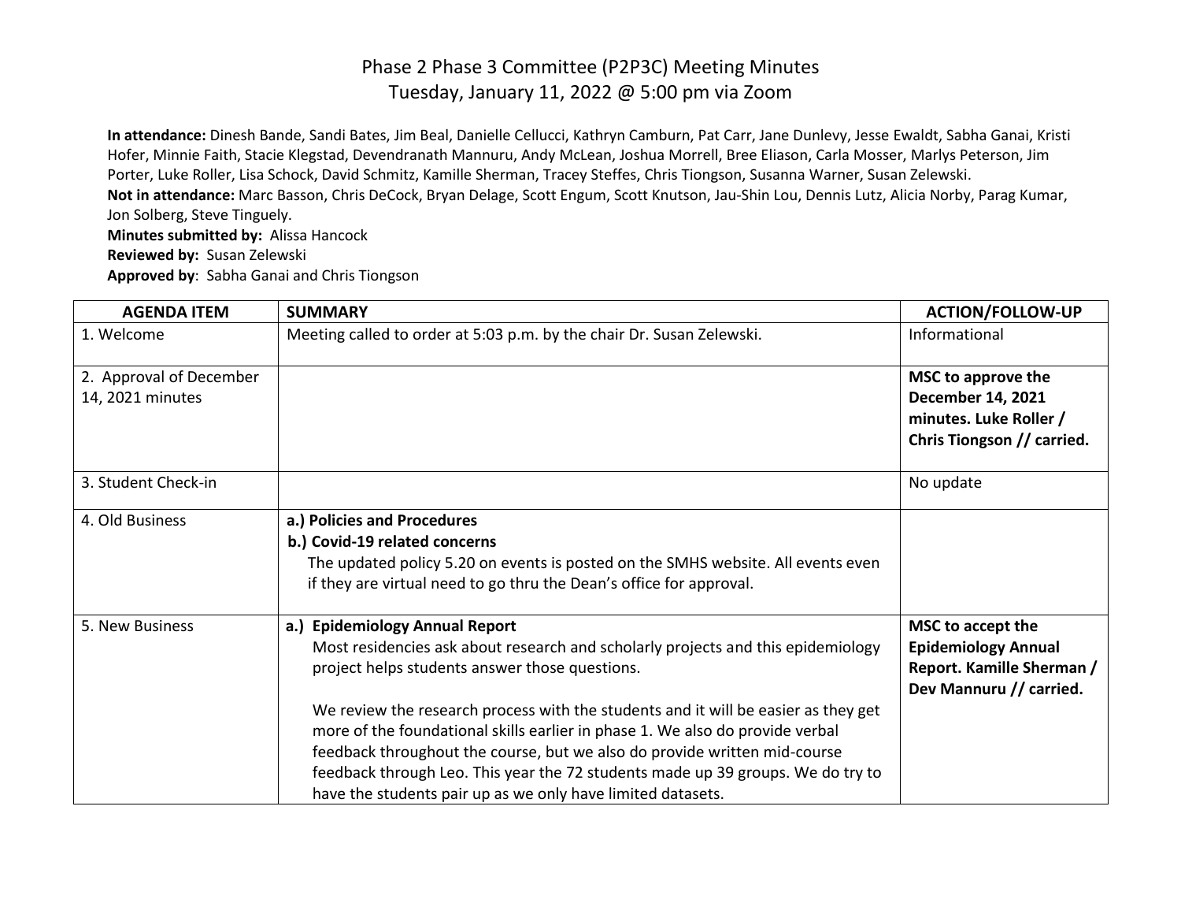# Phase 2 Phase 3 Committee (P2P3C) Meeting Minutes
## Tuesday, January 11, 2022 @ 5:00 pm via Zoom

**In attendance:** Dinesh Bande, Sandi Bates, Jim Beal, Danielle Cellucci, Kathryn Camburn, Pat Carr, Jane Dunlevy, Jesse Ewaldt, Sabha Ganai, Kristi Hofer, Minnie Faith, Stacie Klegstad, Devendranath Mannuru, Andy McLean, Joshua Morrell, Bree Eliason, Carla Mosser, Marlys Peterson, Jim Porter, Luke Roller, Lisa Schock, David Schmitz, Kamille Sherman, Tracey Steffes, Chris Tiongson, Susanna Warner, Susan Zelewski.

**Not in attendance:** Marc Basson, Chris DeCock, Bryan Delage, Scott Engum, Scott Knutson, Jau-Shin Lou, Dennis Lutz, Alicia Norby, Parag Kumar, Jon Solberg, Steve Tinguely.

**Minutes submitted by:** Alissa Hancock

**Reviewed by:** Susan Zelewski

**Approved by**: Sabha Ganai and Chris Tiongson

| AGENDA ITEM | SUMMARY | ACTION/FOLLOW-UP |
|---|---|---|
| 1. Welcome | Meeting called to order at 5:03 p.m. by the chair Dr. Susan Zelewski. | Informational |
| 2. Approval of December 14, 2021 minutes | | **MSC to approve the December 14, 2021 minutes. Luke Roller / Chris Tiongson // carried.** |
| 3. Student Check-in | | No update |
| 4. Old Business | **a.) Policies and Procedures**<br>**b.) Covid-19 related concerns**<br>The updated policy 5.20 on events is posted on the SMHS website. All events even if they are virtual need to go thru the Dean's office for approval. | |
| 5. New Business | **a.) Epidemiology Annual Report**<br>Most residencies ask about research and scholarly projects and this epidemiology project helps students answer those questions.<br><br>We review the research process with the students and it will be easier as they get more of the foundational skills earlier in phase 1. We also do provide verbal feedback throughout the course, but we also do provide written mid-course feedback through Leo. This year the 72 students made up 39 groups. We do try to have the students pair up as we only have limited datasets. | **MSC to accept the Epidemiology Annual Report. Kamille Sherman / Dev Mannuru // carried.** |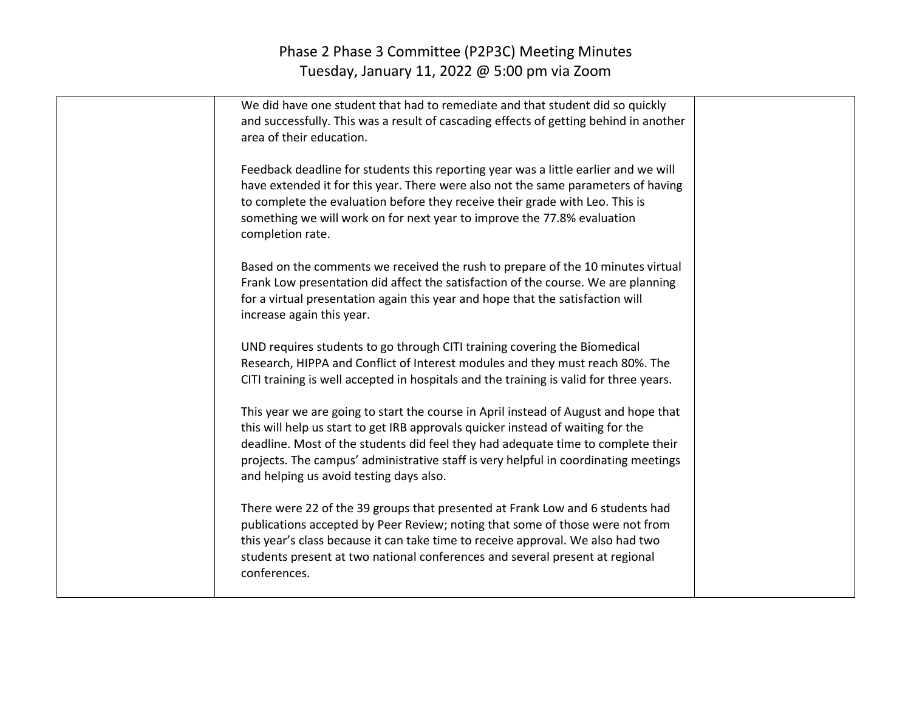We did have one student that had to remediate and that student did so quickly and successfully. This was a result of cascading effects of getting behind in another area of their education.

Feedback deadline for students this reporting year was a little earlier and we will have extended it for this year. There were also not the same parameters of having to complete the evaluation before they receive their grade with Leo. This is something we will work on for next year to improve the 77.8% evaluation completion rate.

Based on the comments we received the rush to prepare of the 10 minutes virtual Frank Low presentation did affect the satisfaction of the course. We are planning for a virtual presentation again this year and hope that the satisfaction will increase again this year.

UND requires students to go through CITI training covering the Biomedical Research, HIPPA and Conflict of Interest modules and they must reach 80%. The CITI training is well accepted in hospitals and the training is valid for three years.

This year we are going to start the course in April instead of August and hope that this will help us start to get IRB approvals quicker instead of waiting for the deadline. Most of the students did feel they had adequate time to complete their projects. The campus' administrative staff is very helpful in coordinating meetings and helping us avoid testing days also.

There were 22 of the 39 groups that presented at Frank Low and 6 students had publications accepted by Peer Review; noting that some of those were not from this year's class because it can take time to receive approval. We also had two students present at two national conferences and several present at regional conferences.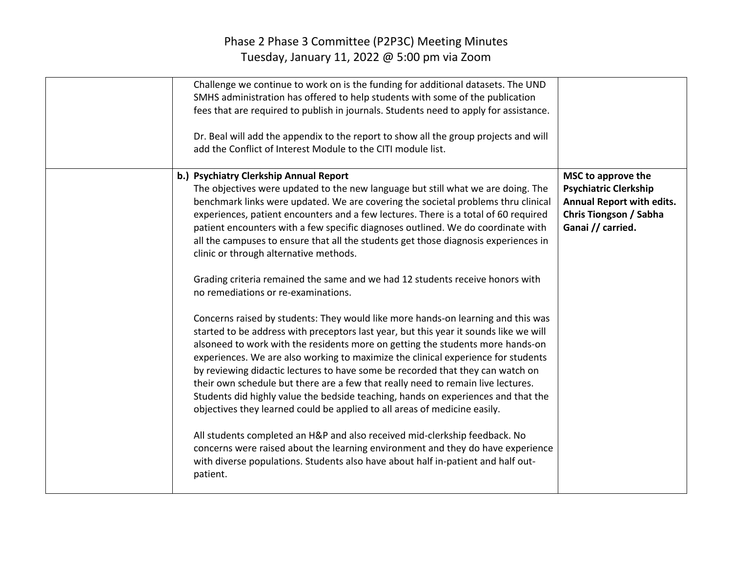# Phase 2 Phase 3 Committee (P2P3C) Meeting Minutes
## Tuesday, January 11, 2022 @ 5:00 pm via Zoom

| | | |
|---|---|---|
| | Challenge we continue to work on is the funding for additional datasets. The UND SMHS administration has offered to help students with some of the publication fees that are required to publish in journals. Students need to apply for assistance.<br><br>Dr. Beal will add the appendix to the report to show all the group projects and will add the Conflict of Interest Module to the CITI module list. | |
| | **b.) Psychiatry Clerkship Annual Report**<br>The objectives were updated to the new language but still what we are doing. The benchmark links were updated. We are covering the societal problems thru clinical experiences, patient encounters and a few lectures. There is a total of 60 required patient encounters with a few specific diagnoses outlined. We do coordinate with all the campuses to ensure that all the students get those diagnosis experiences in clinic or through alternative methods.<br><br>Grading criteria remained the same and we had 12 students receive honors with no remediations or re-examinations.<br><br>Concerns raised by students: They would like more hands-on learning and this was started to be address with preceptors last year, but this year it sounds like we will alsoneed to work with the residents more on getting the students more hands-on experiences. We are also working to maximize the clinical experience for students by reviewing didactic lectures to have some be recorded that they can watch on their own schedule but there are a few that really need to remain live lectures. Students did highly value the bedside teaching, hands on experiences and that the objectives they learned could be applied to all areas of medicine easily.<br><br>All students completed an H&P and also received mid-clerkship feedback. No concerns were raised about the learning environment and they do have experience with diverse populations. Students also have about half in-patient and half out-patient. | **MSC to approve the Psychiatric Clerkship Annual Report with edits. Chris Tiongson / Sabha Ganai // carried.** |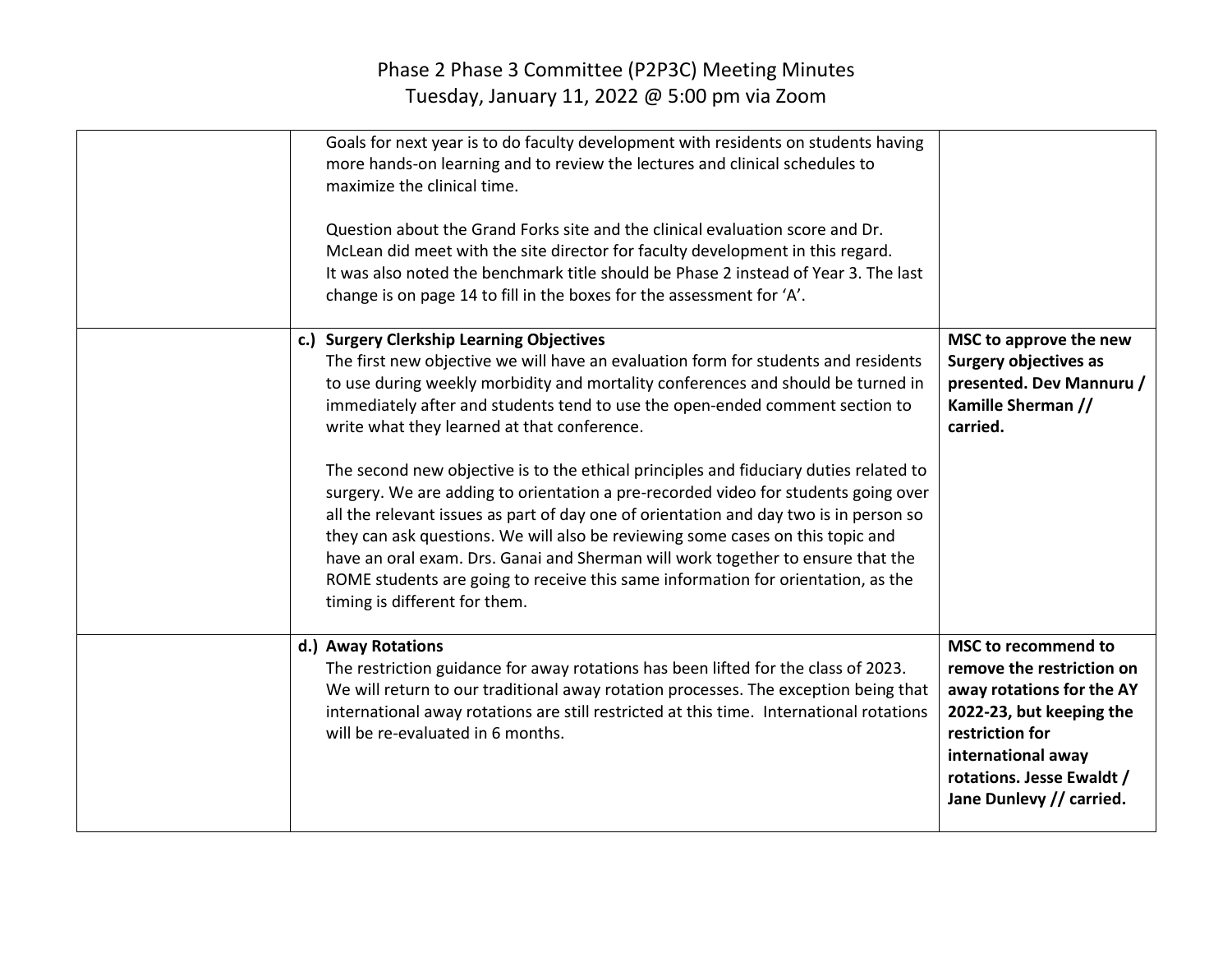# Phase 2 Phase 3 Committee (P2P3C) Meeting Minutes
## Tuesday, January 11, 2022 @ 5:00 pm via Zoom

| | | |
|---|---|---|
| | Goals for next year is to do faculty development with residents on students having more hands-on learning and to review the lectures and clinical schedules to maximize the clinical time.<br><br>Question about the Grand Forks site and the clinical evaluation score and Dr. McLean did meet with the site director for faculty development in this regard. It was also noted the benchmark title should be Phase 2 instead of Year 3. The last change is on page 14 to fill in the boxes for the assessment for 'A'. | |
| | **c.) Surgery Clerkship Learning Objectives**<br>The first new objective we will have an evaluation form for students and residents to use during weekly morbidity and mortality conferences and should be turned in immediately after and students tend to use the open-ended comment section to write what they learned at that conference.<br><br>The second new objective is to the ethical principles and fiduciary duties related to surgery. We are adding to orientation a pre-recorded video for students going over all the relevant issues as part of day one of orientation and day two is in person so they can ask questions. We will also be reviewing some cases on this topic and have an oral exam. Drs. Ganai and Sherman will work together to ensure that the ROME students are going to receive this same information for orientation, as the timing is different for them. | **MSC to approve the new Surgery objectives as presented. Dev Mannuru / Kamille Sherman // carried.** |
| | **d.) Away Rotations**<br>The restriction guidance for away rotations has been lifted for the class of 2023. We will return to our traditional away rotation processes. The exception being that international away rotations are still restricted at this time. International rotations will be re-evaluated in 6 months. | **MSC to recommend to remove the restriction on away rotations for the AY 2022-23, but keeping the restriction for international away rotations. Jesse Ewaldt / Jane Dunlevy // carried.** |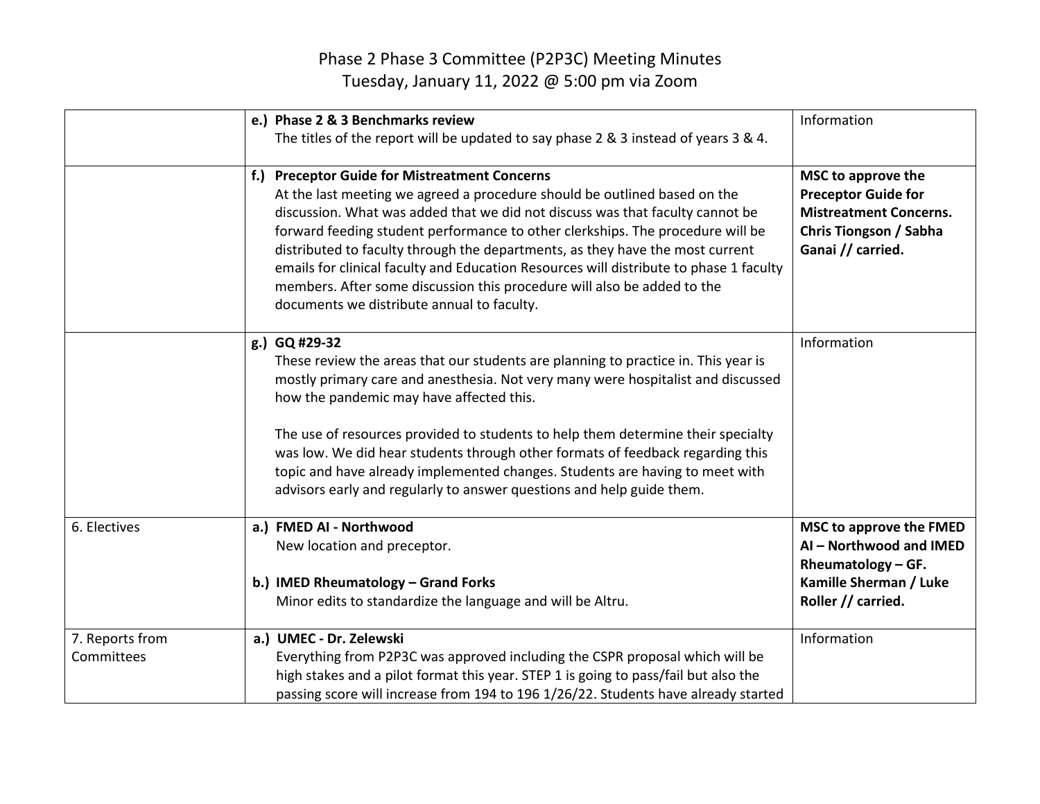# Phase 2 Phase 3 Committee (P2P3C) Meeting Minutes
## Tuesday, January 11, 2022 @ 5:00 pm via Zoom

| | | |
|---|---|---|
| | **e.) Phase 2 & 3 Benchmarks review**<br>The titles of the report will be updated to say phase 2 & 3 instead of years 3 & 4. | Information |
| | **f.) Preceptor Guide for Mistreatment Concerns**<br>At the last meeting we agreed a procedure should be outlined based on the discussion. What was added that we did not discuss was that faculty cannot be forward feeding student performance to other clerkships. The procedure will be distributed to faculty through the departments, as they have the most current emails for clinical faculty and Education Resources will distribute to phase 1 faculty members. After some discussion this procedure will also be added to the documents we distribute annual to faculty. | **MSC to approve the Preceptor Guide for Mistreatment Concerns. Chris Tiongson / Sabha Ganai // carried.** |
| | **g.) GQ #29-32**<br>These review the areas that our students are planning to practice in. This year is mostly primary care and anesthesia. Not very many were hospitalist and discussed how the pandemic may have affected this.<br><br>The use of resources provided to students to help them determine their specialty was low. We did hear students through other formats of feedback regarding this topic and have already implemented changes. Students are having to meet with advisors early and regularly to answer questions and help guide them. | Information |
| 6. Electives | **a.) FMED AI - Northwood**<br>New location and preceptor.<br><br>**b.) IMED Rheumatology – Grand Forks**<br>Minor edits to standardize the language and will be Altru. | **MSC to approve the FMED AI – Northwood and IMED Rheumatology – GF. Kamille Sherman / Luke Roller // carried.** |
| 7. Reports from Committees | **a.) UMEC - Dr. Zelewski**<br>Everything from P2P3C was approved including the CSPR proposal which will be high stakes and a pilot format this year. STEP 1 is going to pass/fail but also the passing score will increase from 194 to 196 1/26/22. Students have already started | Information |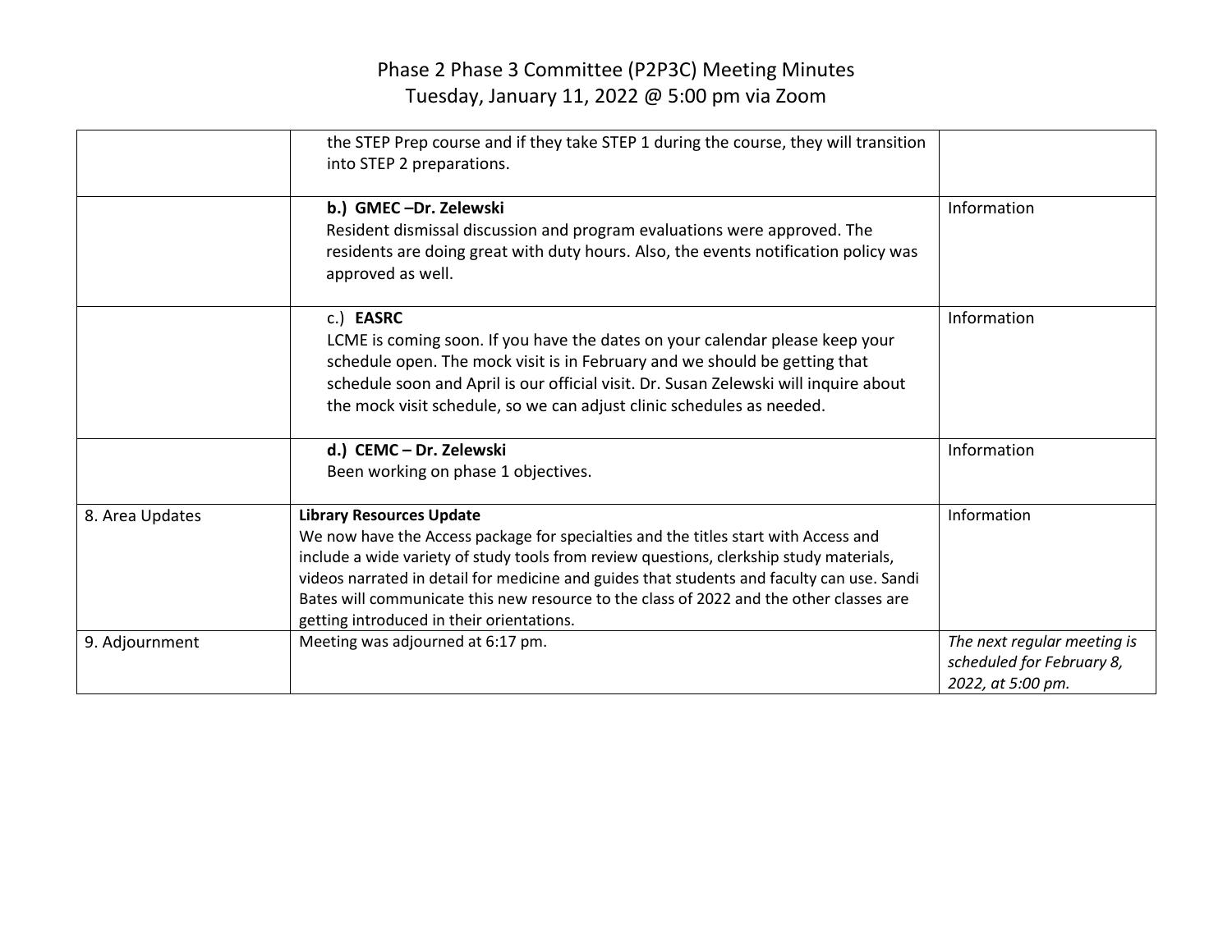# Phase 2 Phase 3 Committee (P2P3C) Meeting Minutes
Tuesday, January 11, 2022 @ 5:00 pm via Zoom

| | | |
|---|---|---|
| | the STEP Prep course and if they take STEP 1 during the course, they will transition into STEP 2 preparations. | |
| | **b.) GMEC –Dr. Zelewski**<br>Resident dismissal discussion and program evaluations were approved. The residents are doing great with duty hours. Also, the events notification policy was approved as well. | Information |
| | c.) **EASRC**<br>LCME is coming soon. If you have the dates on your calendar please keep your schedule open. The mock visit is in February and we should be getting that schedule soon and April is our official visit. Dr. Susan Zelewski will inquire about the mock visit schedule, so we can adjust clinic schedules as needed. | Information |
| | **d.) CEMC – Dr. Zelewski**<br>Been working on phase 1 objectives. | Information |
| 8. Area Updates | **Library Resources Update**<br>We now have the Access package for specialties and the titles start with Access and include a wide variety of study tools from review questions, clerkship study materials, videos narrated in detail for medicine and guides that students and faculty can use. Sandi Bates will communicate this new resource to the class of 2022 and the other classes are getting introduced in their orientations. | Information |
| 9. Adjournment | Meeting was adjourned at 6:17 pm. | *The next regular meeting is scheduled for February 8, 2022, at 5:00 pm.* |